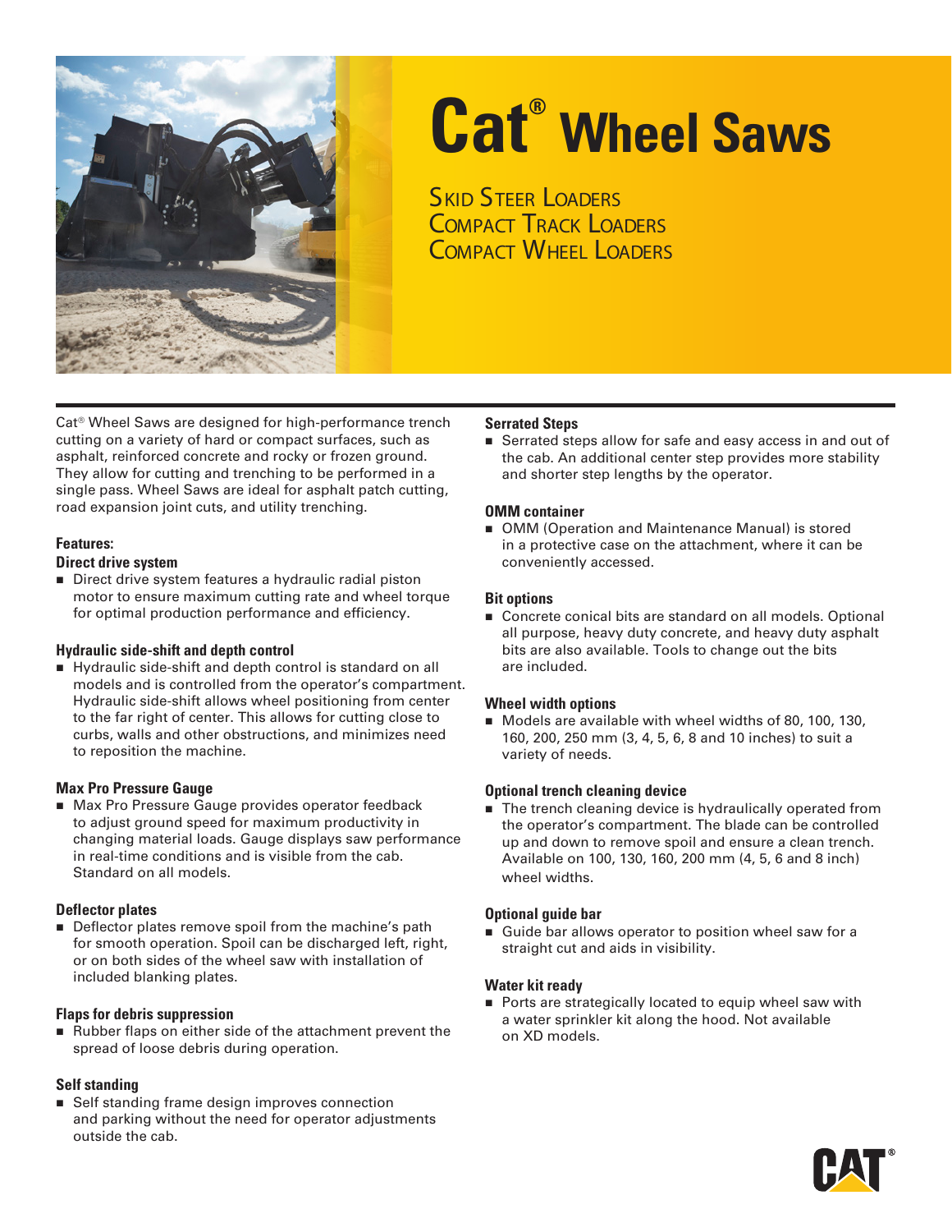# Cat® Wheel Saws

## Skid Steer Loaders
## Compact Track Loaders
## Compact Wheel Loaders

Cat® Wheel Saws are designed for high-performance trench cutting on a variety of hard or compact surfaces, such as asphalt, reinforced concrete and rocky or frozen ground. They allow for cutting and trenching to be performed in a single pass. Wheel Saws are ideal for asphalt patch cutting, road expansion joint cuts, and utility trenching.

**Features:**

**Direct drive system**

- Direct drive system features a hydraulic radial piston motor to ensure maximum cutting rate and wheel torque for optimal production performance and efficiency.

**Hydraulic side-shift and depth control**

- Hydraulic side-shift and depth control is standard on all models and is controlled from the operator's compartment. Hydraulic side-shift allows wheel positioning from center to the far right of center. This allows for cutting close to curbs, walls and other obstructions, and minimizes need to reposition the machine.

**Max Pro Pressure Gauge**

- Max Pro Pressure Gauge provides operator feedback to adjust ground speed for maximum productivity in changing material loads. Gauge displays saw performance in real-time conditions and is visible from the cab. Standard on all models.

**Deflector plates**

- Deflector plates remove spoil from the machine's path for smooth operation. Spoil can be discharged left, right, or on both sides of the wheel saw with installation of included blanking plates.

**Flaps for debris suppression**

- Rubber flaps on either side of the attachment prevent the spread of loose debris during operation.

**Self standing**

- Self standing frame design improves connection and parking without the need for operator adjustments outside the cab.

**Serrated Steps**

- Serrated steps allow for safe and easy access in and out of the cab. An additional center step provides more stability and shorter step lengths by the operator.

**OMM container**

- OMM (Operation and Maintenance Manual) is stored in a protective case on the attachment, where it can be conveniently accessed.

**Bit options**

- Concrete conical bits are standard on all models. Optional all purpose, heavy duty concrete, and heavy duty asphalt bits are also available. Tools to change out the bits are included.

**Wheel width options**

- Models are available with wheel widths of 80, 100, 130, 160, 200, 250 mm (3, 4, 5, 6, 8 and 10 inches) to suit a variety of needs.

**Optional trench cleaning device**

- The trench cleaning device is hydraulically operated from the operator's compartment. The blade can be controlled up and down to remove spoil and ensure a clean trench. Available on 100, 130, 160, 200 mm (4, 5, 6 and 8 inch) wheel widths.

**Optional guide bar**

- Guide bar allows operator to position wheel saw for a straight cut and aids in visibility.

**Water kit ready**

- Ports are strategically located to equip wheel saw with a water sprinkler kit along the hood. Not available on XD models.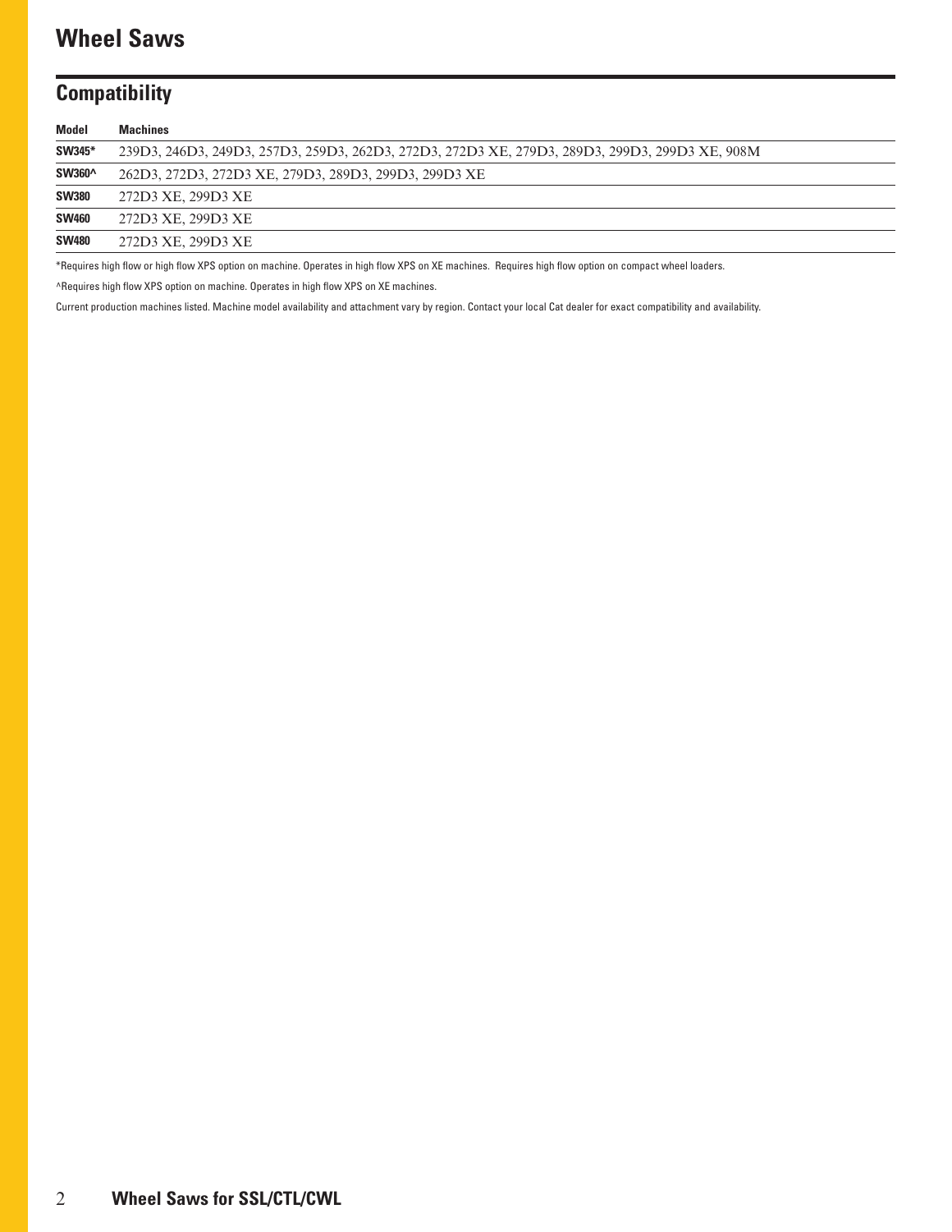# Wheel Saws

## Compatibility

| Model | Machines |
| --- | --- |
| **SW345*** | 239D3, 246D3, 249D3, 257D3, 259D3, 262D3, 272D3, 272D3 XE, 279D3, 289D3, 299D3, 299D3 XE, 908M |
| **SW360^** | 262D3, 272D3, 272D3 XE, 279D3, 289D3, 299D3, 299D3 XE |
| **SW380** | 272D3 XE, 299D3 XE |
| **SW460** | 272D3 XE, 299D3 XE |
| **SW480** | 272D3 XE, 299D3 XE |

*Requires high flow or high flow XPS option on machine. Operates in high flow XPS on XE machines. Requires high flow option on compact wheel loaders.

^Requires high flow XPS option on machine. Operates in high flow XPS on XE machines.

Current production machines listed. Machine model availability and attachment vary by region. Contact your local Cat dealer for exact compatibility and availability.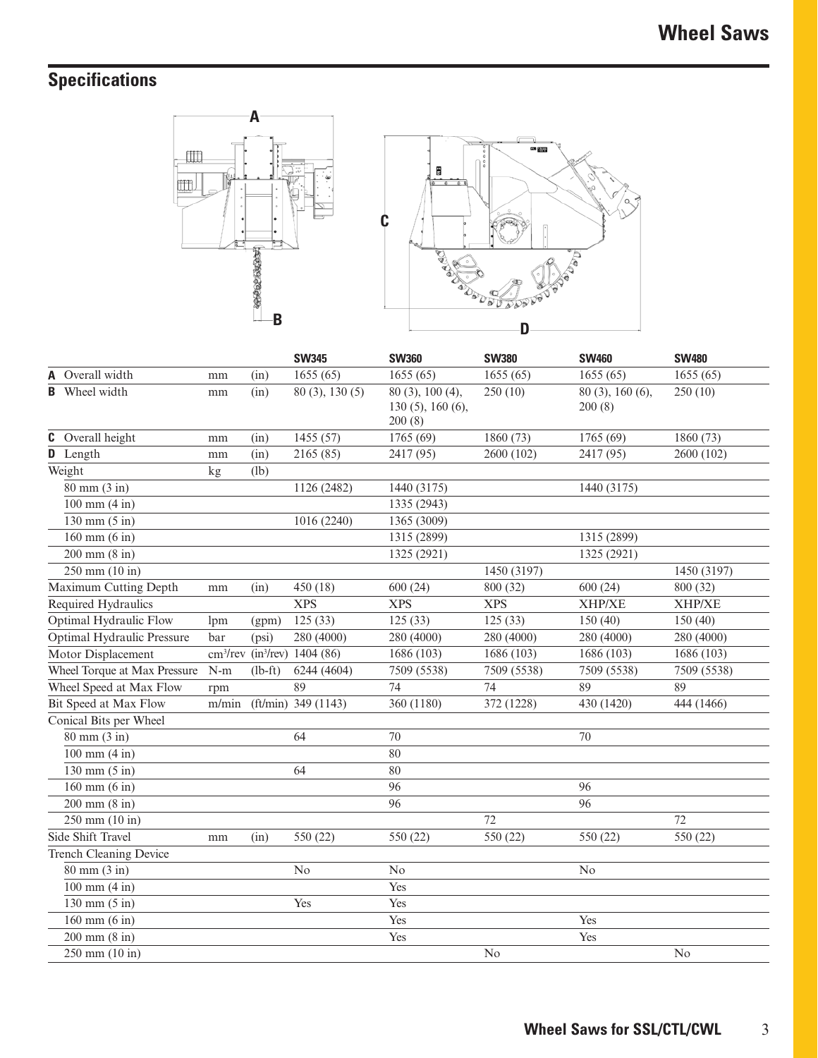## Specifications

| | | | SW345 | SW360 | SW380 | SW460 | SW480 |
|---|---|---|---|---|---|---|---|
| **A** Overall width | mm | (in) | 1655 (65) | 1655 (65) | 1655 (65) | 1655 (65) | 1655 (65) |
| **B** Wheel width | mm | (in) | 80 (3), 130 (5) | 80 (3), 100 (4), 130 (5), 160 (6), 200 (8) | 250 (10) | 80 (3), 160 (6), 200 (8) | 250 (10) |
| **C** Overall height | mm | (in) | 1455 (57) | 1765 (69) | 1860 (73) | 1765 (69) | 1860 (73) |
| **D** Length | mm | (in) | 2165 (85) | 2417 (95) | 2600 (102) | 2417 (95) | 2600 (102) |
| Weight | kg | (lb) | | | | | |
| 80 mm (3 in) | | | 1126 (2482) | 1440 (3175) | | 1440 (3175) | |
| 100 mm (4 in) | | | | 1335 (2943) | | | |
| 130 mm (5 in) | | | 1016 (2240) | 1365 (3009) | | | |
| 160 mm (6 in) | | | | 1315 (2899) | | 1315 (2899) | |
| 200 mm (8 in) | | | | 1325 (2921) | | 1325 (2921) | |
| 250 mm (10 in) | | | | | 1450 (3197) | | 1450 (3197) |
| Maximum Cutting Depth | mm | (in) | 450 (18) | 600 (24) | 800 (32) | 600 (24) | 800 (32) |
| Required Hydraulics | | | XPS | XPS | XPS | XHP/XE | XHP/XE |
| Optimal Hydraulic Flow | lpm | (gpm) | 125 (33) | 125 (33) | 125 (33) | 150 (40) | 150 (40) |
| Optimal Hydraulic Pressure | bar | (psi) | 280 (4000) | 280 (4000) | 280 (4000) | 280 (4000) | 280 (4000) |
| Motor Displacement | $cm^3$/rev | ($in^3$/rev) | 1404 (86) | 1686 (103) | 1686 (103) | 1686 (103) | 1686 (103) |
| Wheel Torque at Max Pressure | N-m | (lb-ft) | 6244 (4604) | 7509 (5538) | 7509 (5538) | 7509 (5538) | 7509 (5538) |
| Wheel Speed at Max Flow | rpm | | 89 | 74 | 74 | 89 | 89 |
| Bit Speed at Max Flow | m/min | (ft/min) | 349 (1143) | 360 (1180) | 372 (1228) | 430 (1420) | 444 (1466) |
| Conical Bits per Wheel | | | | | | | |
| 80 mm (3 in) | | | 64 | 70 | | 70 | |
| 100 mm (4 in) | | | | 80 | | | |
| 130 mm (5 in) | | | 64 | 80 | | | |
| 160 mm (6 in) | | | | 96 | | 96 | |
| 200 mm (8 in) | | | | 96 | | 96 | |
| 250 mm (10 in) | | | | | 72 | | 72 |
| Side Shift Travel | mm | (in) | 550 (22) | 550 (22) | 550 (22) | 550 (22) | 550 (22) |
| Trench Cleaning Device | | | | | | | |
| 80 mm (3 in) | | | No | No | | No | |
| 100 mm (4 in) | | | | Yes | | | |
| 130 mm (5 in) | | | Yes | Yes | | | |
| 160 mm (6 in) | | | | Yes | | Yes | |
| 200 mm (8 in) | | | | Yes | | Yes | |
| 250 mm (10 in) | | | | | No | | No |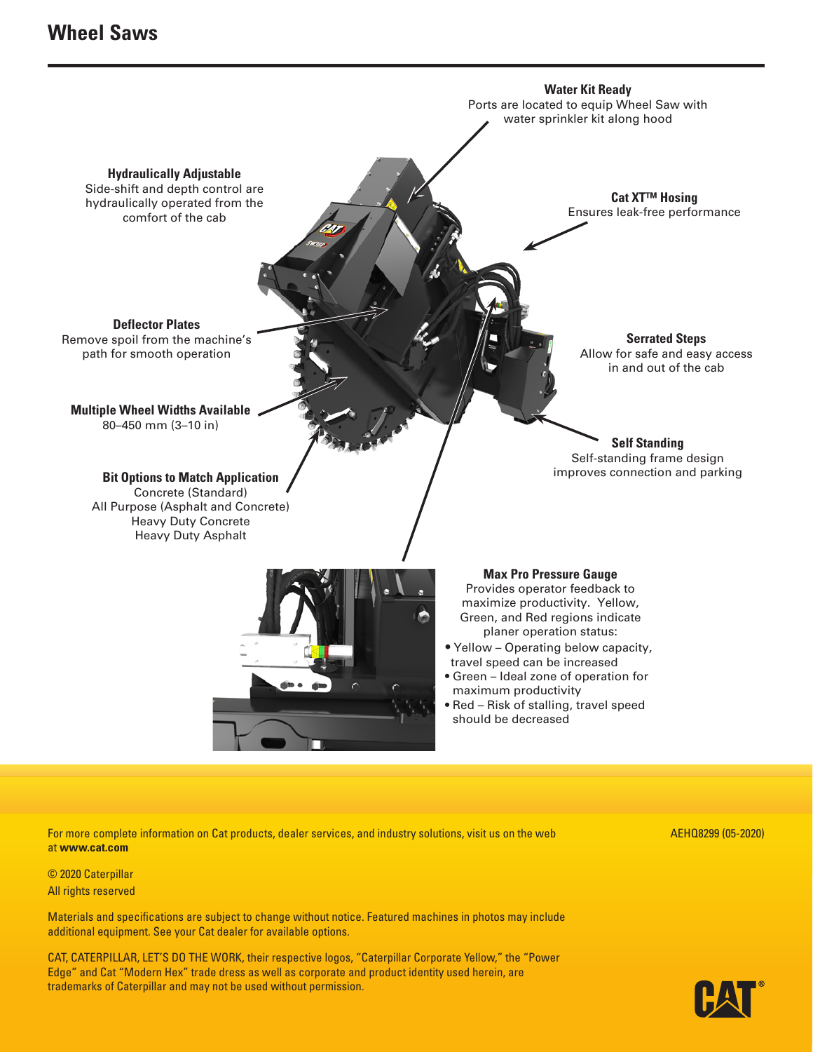# Wheel Saws

**Water Kit Ready**
Ports are located to equip Wheel Saw with water sprinkler kit along hood

**Hydraulically Adjustable**
Side-shift and depth control are hydraulically operated from the comfort of the cab

**Cat XT™ Hosing**
Ensures leak-free performance

**Deflector Plates**
Remove spoil from the machine's path for smooth operation

**Serrated Steps**
Allow for safe and easy access in and out of the cab

**Multiple Wheel Widths Available**
80–450 mm (3–10 in)

**Self Standing**
Self-standing frame design improves connection and parking

**Bit Options to Match Application**
Concrete (Standard)
All Purpose (Asphalt and Concrete)
Heavy Duty Concrete
Heavy Duty Asphalt

**Max Pro Pressure Gauge**
Provides operator feedback to maximize productivity. Yellow, Green, and Red regions indicate planer operation status:

- Yellow – Operating below capacity, travel speed can be increased
- Green – Ideal zone of operation for maximum productivity
- Red – Risk of stalling, travel speed should be decreased

For more complete information on Cat products, dealer services, and industry solutions, visit us on the web at **www.cat.com**

AEHQ8299 (05-2020)

© 2020 Caterpillar
All rights reserved

Materials and specifications are subject to change without notice. Featured machines in photos may include additional equipment. See your Cat dealer for available options.

CAT, CATERPILLAR, LET'S DO THE WORK, their respective logos, "Caterpillar Corporate Yellow," the "Power Edge" and Cat "Modern Hex" trade dress as well as corporate and product identity used herein, are trademarks of Caterpillar and may not be used without permission.